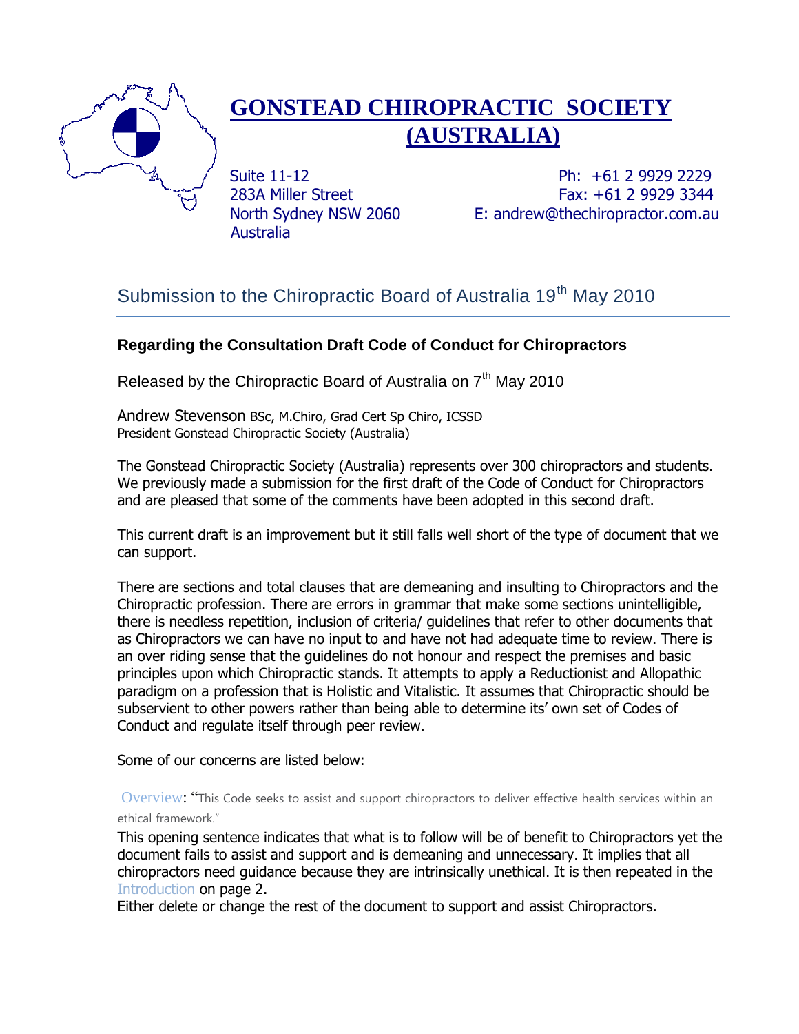# GONSTEAD CHIROPRACTIC SOCIETY (AUSTRALIA)

Suite 11-12
283A Miller Street
North Sydney NSW 2060
Australia

Ph: +61 2 9929 2229
Fax: +61 2 9929 3344
E: andrew@thechiropractor.com.au

## Submission to the Chiropractic Board of Australia 19th May 2010

### Regarding the Consultation Draft Code of Conduct for Chiropractors

Released by the Chiropractic Board of Australia on 7th May 2010

Andrew Stevenson BSc, M.Chiro, Grad Cert Sp Chiro, ICSSD
President Gonstead Chiropractic Society (Australia)

The Gonstead Chiropractic Society (Australia) represents over 300 chiropractors and students. We previously made a submission for the first draft of the Code of Conduct for Chiropractors and are pleased that some of the comments have been adopted in this second draft.

This current draft is an improvement but it still falls well short of the type of document that we can support.

There are sections and total clauses that are demeaning and insulting to Chiropractors and the Chiropractic profession. There are errors in grammar that make some sections unintelligible, there is needless repetition, inclusion of criteria/ guidelines that refer to other documents that as Chiropractors we can have no input to and have not had adequate time to review. There is an over riding sense that the guidelines do not honour and respect the premises and basic principles upon which Chiropractic stands. It attempts to apply a Reductionist and Allopathic paradigm on a profession that is Holistic and Vitalistic. It assumes that Chiropractic should be subservient to other powers rather than being able to determine its' own set of Codes of Conduct and regulate itself through peer review.

Some of our concerns are listed below:

Overview: "This Code seeks to assist and support chiropractors to deliver effective health services within an ethical framework."

This opening sentence indicates that what is to follow will be of benefit to Chiropractors yet the document fails to assist and support and is demeaning and unnecessary. It implies that all chiropractors need guidance because they are intrinsically unethical. It is then repeated in the Introduction on page 2.

Either delete or change the rest of the document to support and assist Chiropractors.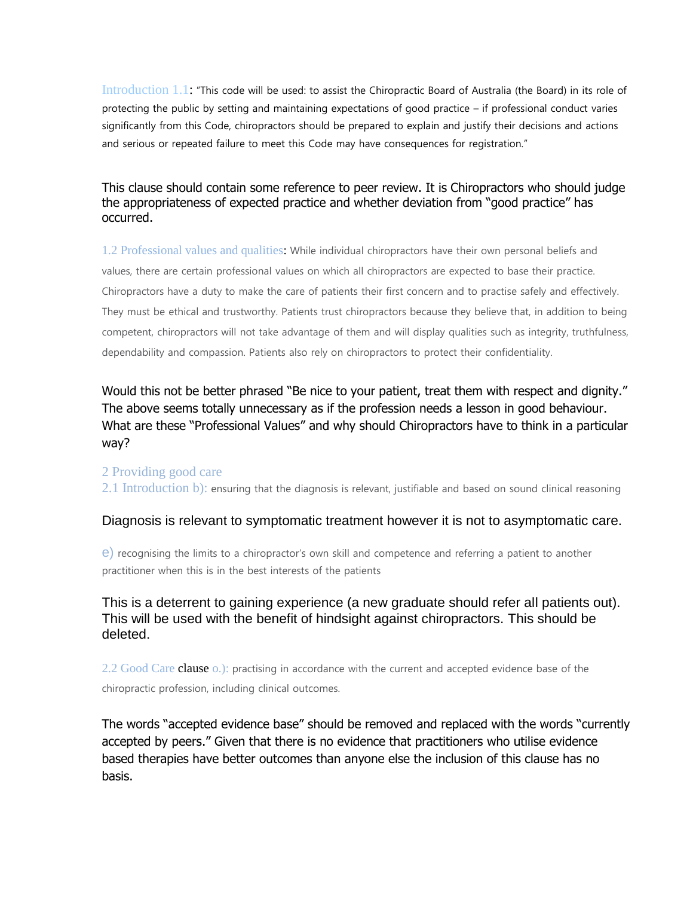Introduction 1.1: "This code will be used: to assist the Chiropractic Board of Australia (the Board) in its role of protecting the public by setting and maintaining expectations of good practice – if professional conduct varies significantly from this Code, chiropractors should be prepared to explain and justify their decisions and actions and serious or repeated failure to meet this Code may have consequences for registration."

This clause should contain some reference to peer review. It is Chiropractors who should judge the appropriateness of expected practice and whether deviation from "good practice" has occurred.

1.2 Professional values and qualities: While individual chiropractors have their own personal beliefs and values, there are certain professional values on which all chiropractors are expected to base their practice. Chiropractors have a duty to make the care of patients their first concern and to practise safely and effectively. They must be ethical and trustworthy. Patients trust chiropractors because they believe that, in addition to being competent, chiropractors will not take advantage of them and will display qualities such as integrity, truthfulness, dependability and compassion. Patients also rely on chiropractors to protect their confidentiality.

Would this not be better phrased "Be nice to your patient, treat them with respect and dignity." The above seems totally unnecessary as if the profession needs a lesson in good behaviour. What are these "Professional Values" and why should Chiropractors have to think in a particular way?

2 Providing good care

2.1 Introduction b): ensuring that the diagnosis is relevant, justifiable and based on sound clinical reasoning

Diagnosis is relevant to symptomatic treatment however it is not to asymptomatic care.

e) recognising the limits to a chiropractor's own skill and competence and referring a patient to another practitioner when this is in the best interests of the patients

This is a deterrent to gaining experience (a new graduate should refer all patients out). This will be used with the benefit of hindsight against chiropractors. This should be deleted.

2.2 Good Care clause o.): practising in accordance with the current and accepted evidence base of the chiropractic profession, including clinical outcomes.

The words "accepted evidence base" should be removed and replaced with the words "currently accepted by peers." Given that there is no evidence that practitioners who utilise evidence based therapies have better outcomes than anyone else the inclusion of this clause has no basis.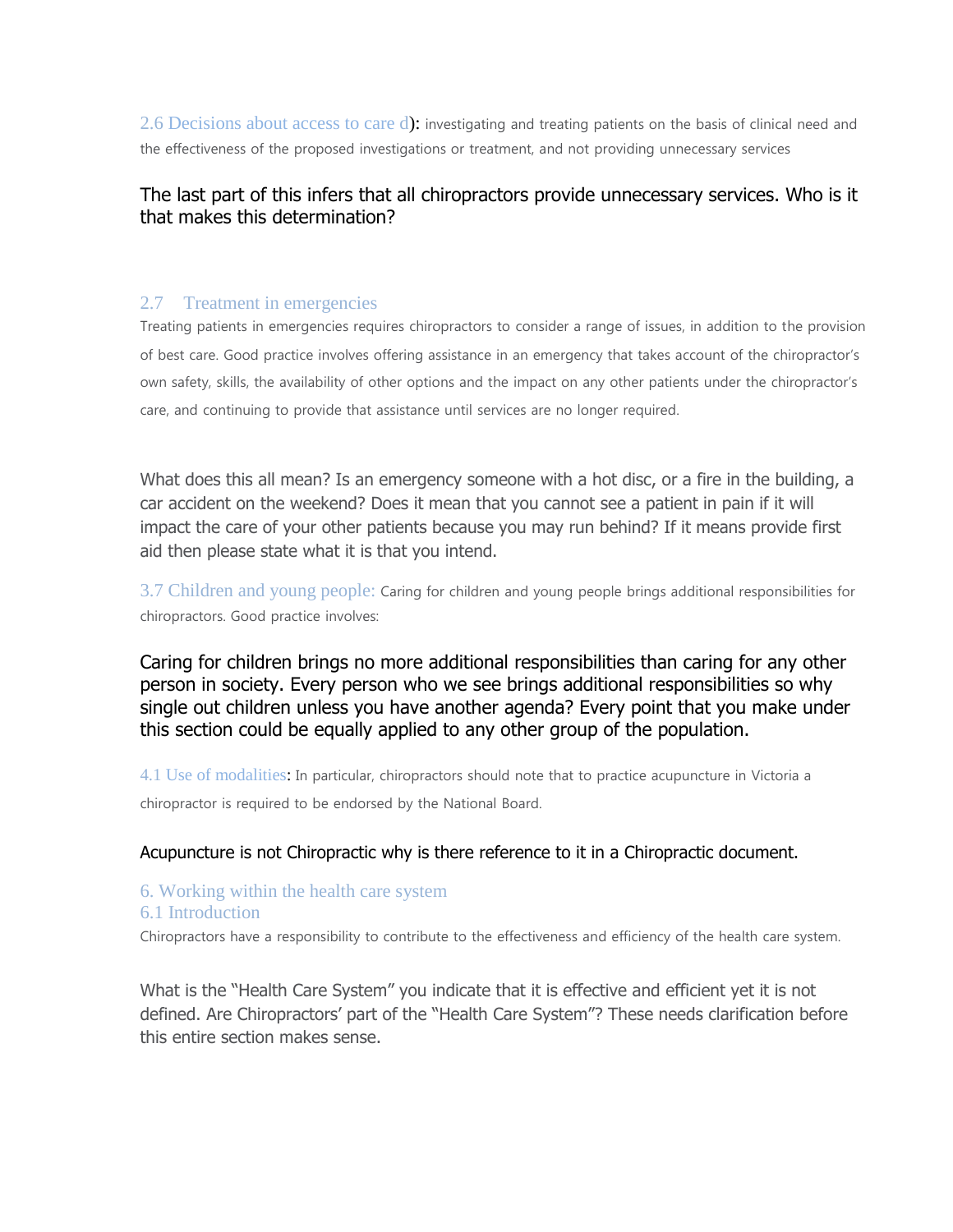2.6 Decisions about access to care d): investigating and treating patients on the basis of clinical need and the effectiveness of the proposed investigations or treatment, and not providing unnecessary services

The last part of this infers that all chiropractors provide unnecessary services. Who is it that makes this determination?

## 2.7 Treatment in emergencies

Treating patients in emergencies requires chiropractors to consider a range of issues, in addition to the provision of best care. Good practice involves offering assistance in an emergency that takes account of the chiropractor's own safety, skills, the availability of other options and the impact on any other patients under the chiropractor's care, and continuing to provide that assistance until services are no longer required.

What does this all mean? Is an emergency someone with a hot disc, or a fire in the building, a car accident on the weekend? Does it mean that you cannot see a patient in pain if it will impact the care of your other patients because you may run behind? If it means provide first aid then please state what it is that you intend.

3.7 Children and young people: Caring for children and young people brings additional responsibilities for chiropractors. Good practice involves:

Caring for children brings no more additional responsibilities than caring for any other person in society. Every person who we see brings additional responsibilities so why single out children unless you have another agenda? Every point that you make under this section could be equally applied to any other group of the population.

4.1 Use of modalities: In particular, chiropractors should note that to practice acupuncture in Victoria a chiropractor is required to be endorsed by the National Board.

Acupuncture is not Chiropractic why is there reference to it in a Chiropractic document.

## 6. Working within the health care system

## 6.1 Introduction

Chiropractors have a responsibility to contribute to the effectiveness and efficiency of the health care system.

What is the "Health Care System" you indicate that it is effective and efficient yet it is not defined. Are Chiropractors' part of the "Health Care System"? These needs clarification before this entire section makes sense.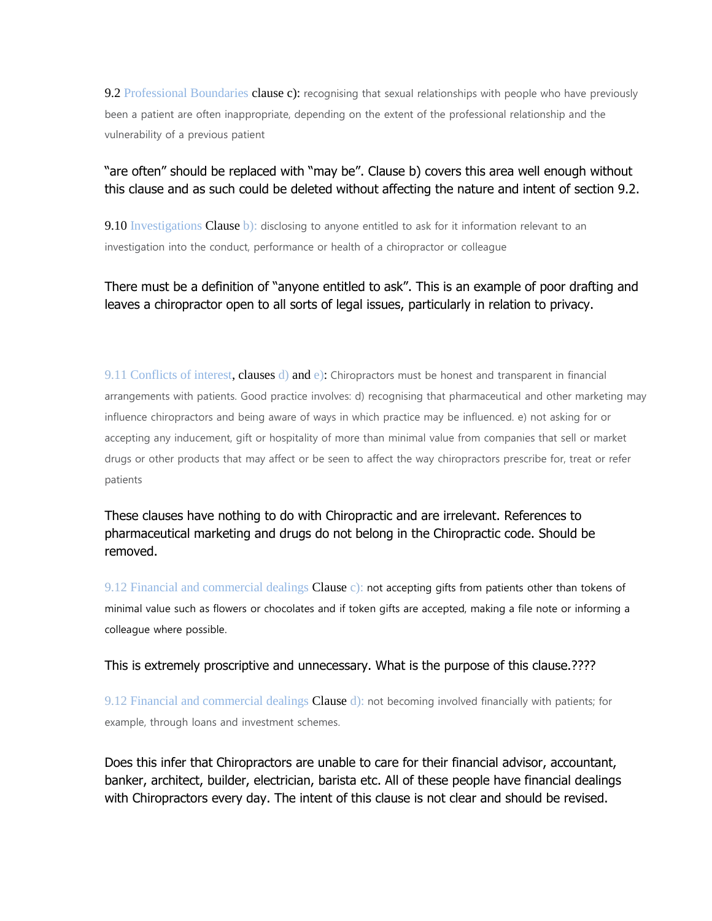9.2 Professional Boundaries clause c): recognising that sexual relationships with people who have previously been a patient are often inappropriate, depending on the extent of the professional relationship and the vulnerability of a previous patient

"are often" should be replaced with "may be". Clause b) covers this area well enough without this clause and as such could be deleted without affecting the nature and intent of section 9.2.

9.10 Investigations Clause b): disclosing to anyone entitled to ask for it information relevant to an investigation into the conduct, performance or health of a chiropractor or colleague

There must be a definition of "anyone entitled to ask". This is an example of poor drafting and leaves a chiropractor open to all sorts of legal issues, particularly in relation to privacy.

9.11 Conflicts of interest, clauses d) and e): Chiropractors must be honest and transparent in financial arrangements with patients. Good practice involves: d) recognising that pharmaceutical and other marketing may influence chiropractors and being aware of ways in which practice may be influenced. e) not asking for or accepting any inducement, gift or hospitality of more than minimal value from companies that sell or market drugs or other products that may affect or be seen to affect the way chiropractors prescribe for, treat or refer patients

These clauses have nothing to do with Chiropractic and are irrelevant. References to pharmaceutical marketing and drugs do not belong in the Chiropractic code. Should be removed.

9.12 Financial and commercial dealings Clause c): not accepting gifts from patients other than tokens of minimal value such as flowers or chocolates and if token gifts are accepted, making a file note or informing a colleague where possible.

This is extremely proscriptive and unnecessary. What is the purpose of this clause.????

9.12 Financial and commercial dealings Clause d): not becoming involved financially with patients; for example, through loans and investment schemes.

Does this infer that Chiropractors are unable to care for their financial advisor, accountant, banker, architect, builder, electrician, barista etc. All of these people have financial dealings with Chiropractors every day. The intent of this clause is not clear and should be revised.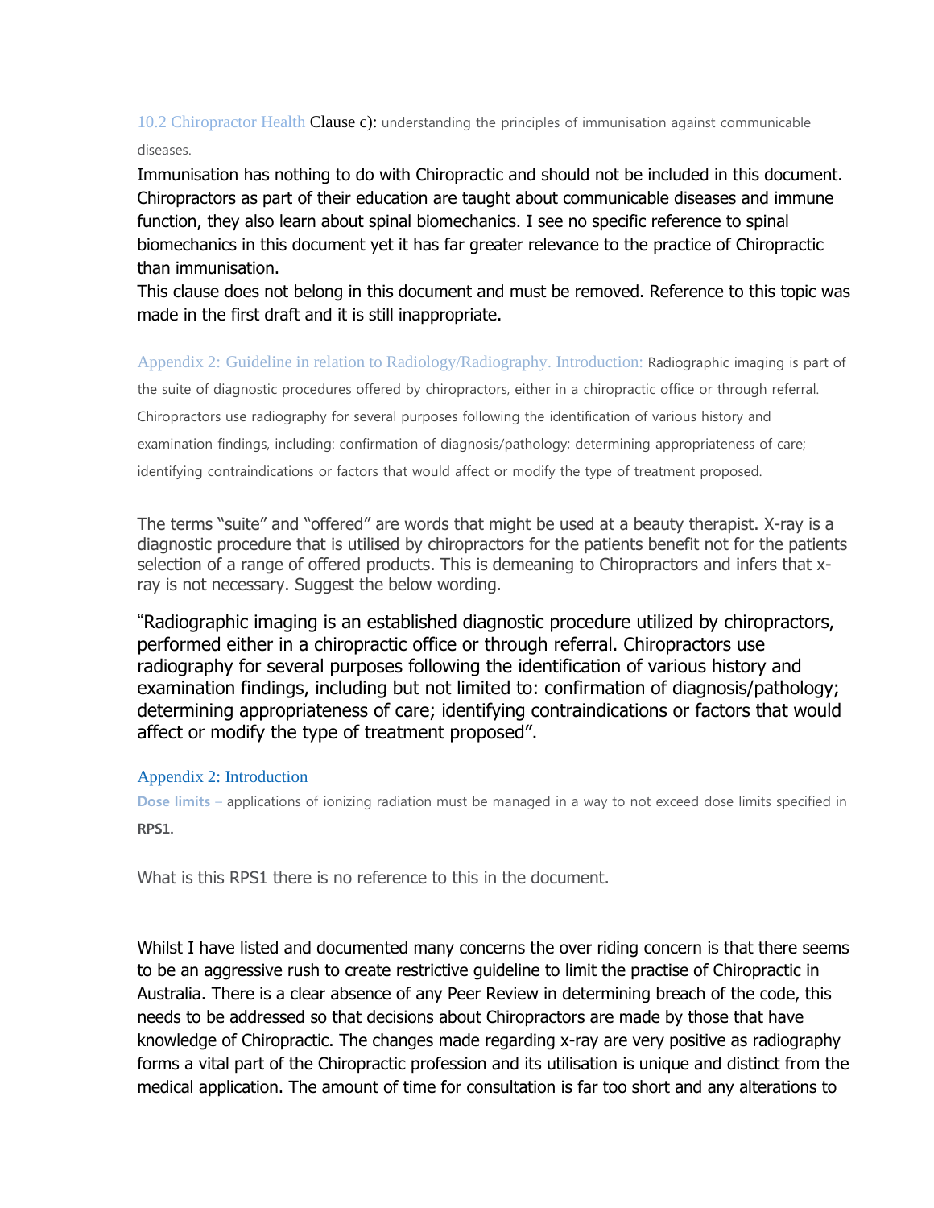10.2 Chiropractor Health Clause c): understanding the principles of immunisation against communicable diseases.

Immunisation has nothing to do with Chiropractic and should not be included in this document. Chiropractors as part of their education are taught about communicable diseases and immune function, they also learn about spinal biomechanics. I see no specific reference to spinal biomechanics in this document yet it has far greater relevance to the practice of Chiropractic than immunisation.

This clause does not belong in this document and must be removed. Reference to this topic was made in the first draft and it is still inappropriate.

Appendix 2: Guideline in relation to Radiology/Radiography. Introduction: Radiographic imaging is part of the suite of diagnostic procedures offered by chiropractors, either in a chiropractic office or through referral. Chiropractors use radiography for several purposes following the identification of various history and examination findings, including: confirmation of diagnosis/pathology; determining appropriateness of care; identifying contraindications or factors that would affect or modify the type of treatment proposed.

The terms "suite" and "offered" are words that might be used at a beauty therapist. X-ray is a diagnostic procedure that is utilised by chiropractors for the patients benefit not for the patients selection of a range of offered products. This is demeaning to Chiropractors and infers that x-ray is not necessary. Suggest the below wording.

"Radiographic imaging is an established diagnostic procedure utilized by chiropractors, performed either in a chiropractic office or through referral. Chiropractors use radiography for several purposes following the identification of various history and examination findings, including but not limited to: confirmation of diagnosis/pathology; determining appropriateness of care; identifying contraindications or factors that would affect or modify the type of treatment proposed".

Appendix 2: Introduction

**Dose limits** – applications of ionizing radiation must be managed in a way to not exceed dose limits specified in **RPS1**.

What is this RPS1 there is no reference to this in the document.

Whilst I have listed and documented many concerns the over riding concern is that there seems to be an aggressive rush to create restrictive guideline to limit the practise of Chiropractic in Australia. There is a clear absence of any Peer Review in determining breach of the code, this needs to be addressed so that decisions about Chiropractors are made by those that have knowledge of Chiropractic. The changes made regarding x-ray are very positive as radiography forms a vital part of the Chiropractic profession and its utilisation is unique and distinct from the medical application. The amount of time for consultation is far too short and any alterations to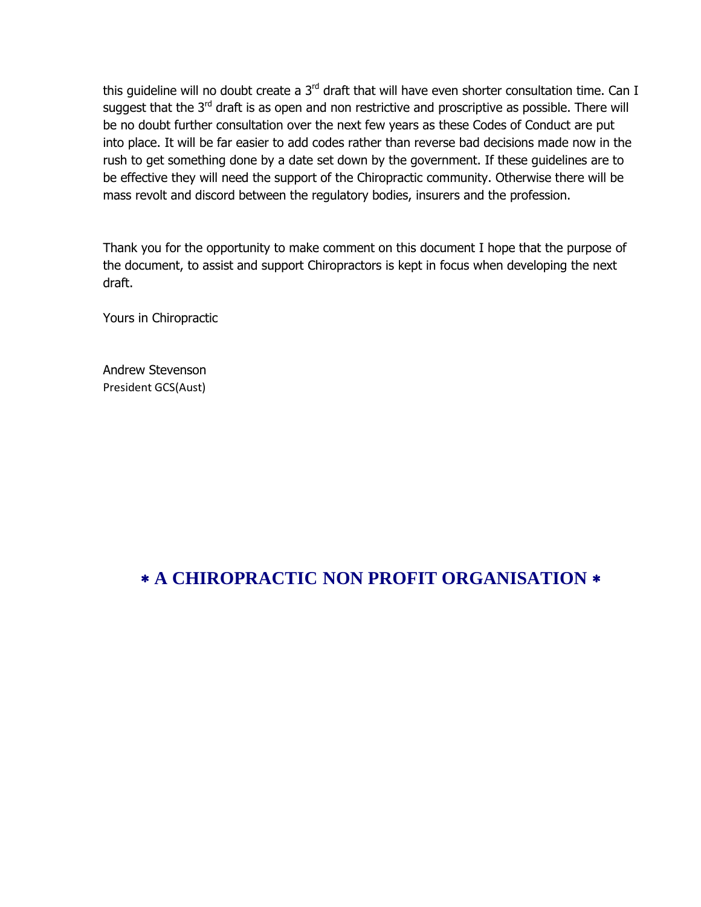this guideline will no doubt create a 3rd draft that will have even shorter consultation time. Can I suggest that the 3rd draft is as open and non restrictive and proscriptive as possible. There will be no doubt further consultation over the next few years as these Codes of Conduct are put into place. It will be far easier to add codes rather than reverse bad decisions made now in the rush to get something done by a date set down by the government. If these guidelines are to be effective they will need the support of the Chiropractic community. Otherwise there will be mass revolt and discord between the regulatory bodies, insurers and the profession.

Thank you for the opportunity to make comment on this document I hope that the purpose of the document, to assist and support Chiropractors is kept in focus when developing the next draft.

Yours in Chiropractic

Andrew Stevenson
President GCS(Aust)

**∗ A CHIROPRACTIC NON PROFIT ORGANISATION ∗**